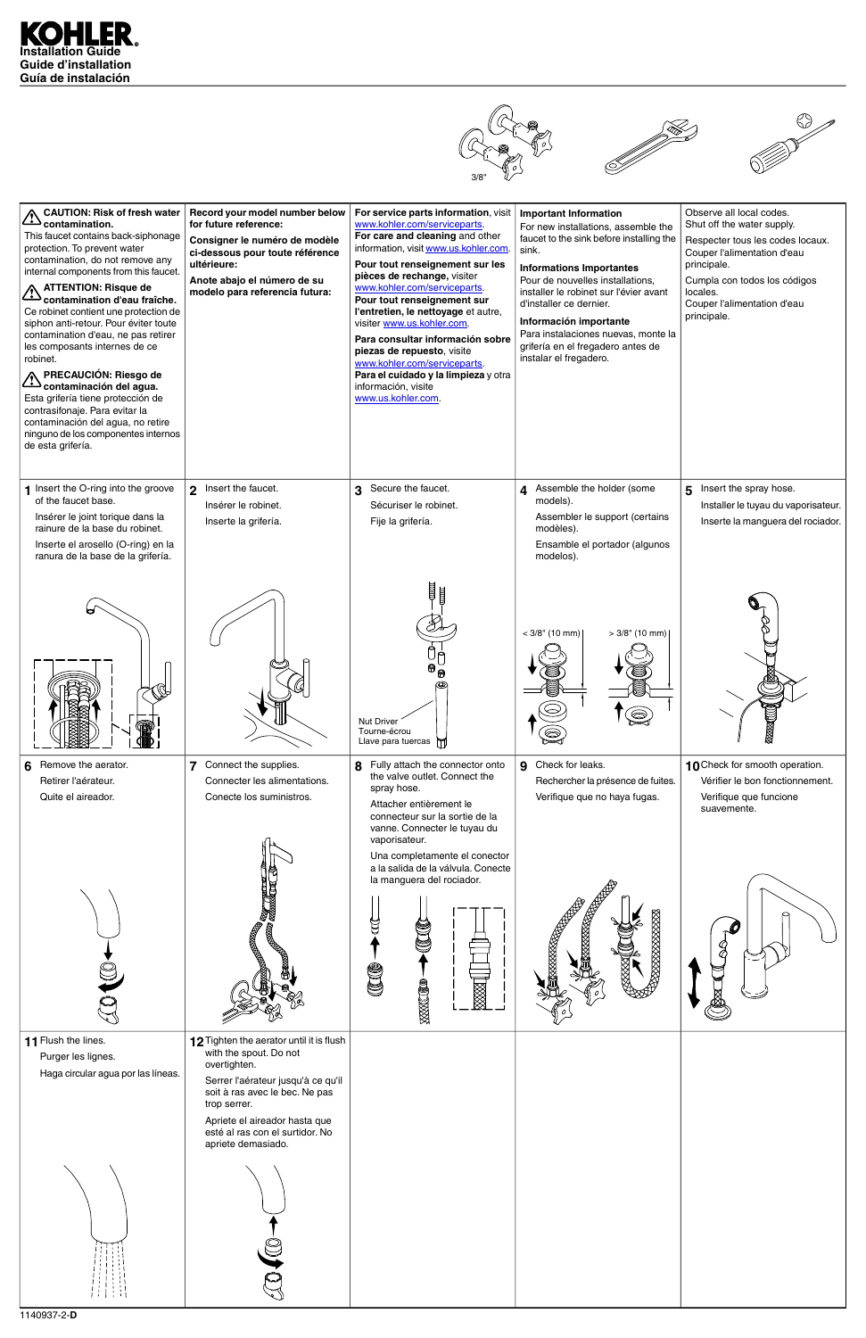# KOHLER

**Installation Guide**
**Guide d'installation**
**Guía de instalación**

3/8"

**CAUTION: Risk of fresh water contamination.**
This faucet contains back-siphonage protection. To prevent water contamination, do not remove any internal components from this faucet.

**ATTENTION: Risque de contamination d'eau fraîche.**
Ce robinet contient une protection de siphon anti-retour. Pour éviter toute contamination d'eau, ne pas retirer les composants internes de ce robinet.

**PRECAUCIÓN: Riesgo de contaminación del agua.**
Esta grifería tiene protección de contrasifonaje. Para evitar la contaminación del agua, no retire ninguno de los componentes internos de esta grifería.

**Record your model number below for future reference:**

**Consigner le numéro de modèle ci-dessous pour toute référence ultérieure:**

**Anote abajo el número de su modelo para referencia futura:**

**For service parts information**, visit www.kohler.com/serviceparts.
**For care and cleaning** and other information, visit www.us.kohler.com.

**Pour tout renseignement sur les pièces de rechange,** visiter www.kohler.com/serviceparts.
**Pour tout renseignement sur l'entretien, le nettoyage** et autre, visiter www.us.kohler.com.

**Para consultar información sobre piezas de repuesto**, visite www.kohler.com/serviceparts.
**Para el cuidado y la limpieza** y otra información, visite www.us.kohler.com.

**Important Information**
For new installations, assemble the faucet to the sink before installing the sink.

**Informations Importantes**
Pour de nouvelles installations, installer le robinet sur l'évier avant d'installer ce dernier.

**Información importante**
Para instalaciones nuevas, monte la grifería en el fregadero antes de instalar el fregadero.

Observe all local codes.
Shut off the water supply.

Respecter tous les codes locaux.
Couper l'alimentation d'eau principale.

Cumpla con todos los códigos locales.
Cortar l'alimentation d'eau principale.

**1** Insert the O-ring into the groove of the faucet base.

Insérer le joint torique dans la rainure de la base du robinet.

Inserte el arosello (O-ring) en la ranura de la base de la grifería.

**2** Insert the faucet.

Insérer le robinet.

Inserte la grifería.

**3** Secure the faucet.

Sécuriser le robinet.

Fije la grifería.

Nut Driver
Tourne-écrou
Llave para tuercas

**4** Assemble the holder (some models).

Assembler le support (certains modèles).

Ensamble el portador (algunos modelos).

< 3/8" (10 mm) &nbsp;&nbsp; > 3/8" (10 mm)

**5** Insert the spray hose.

Installer le tuyau du vaporisateur.

Inserte la manguera del rociador.

**6** Remove the aerator.

Retirer l'aérateur.

Quite el aireador.

**7** Connect the supplies.

Connecter les alimentations.

Conecte los suministros.

**8** Fully attach the connector onto the valve outlet. Connect the spray hose.

Attacher entièrement le connecteur sur la sortie de la vanne. Connecter le tuyau du vaporisateur.

Una completamente el conector a la salida de la válvula. Conecte la manguera del rociador.

**9** Check for leaks.

Rechercher la présence de fuites.

Verifique que no haya fugas.

**10** Check for smooth operation.

Vérifier le bon fonctionnement.

Verifique que funcione suavemente.

**11** Flush the lines.

Purger les lignes.

Haga circular agua por las líneas.

**12** Tighten the aerator until it is flush with the spout. Do not overtighten.

Serrer l'aérateur jusqu'à ce qu'il soit à ras avec le bec. Ne pas trop serrer.

Apriete el aireador hasta que esté al ras con el surtidor. No apriete demasiado.

1140937-2-**D**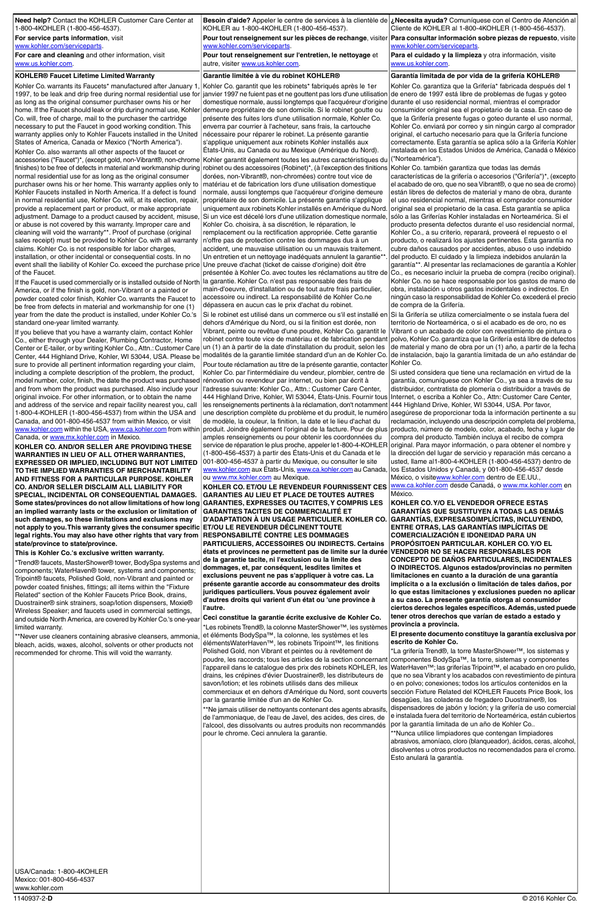**Need help?** Contact the KOHLER Customer Care Center at 1-800-4KOHLER (1-800-456-4537).

**For service parts information**, visit www.kohler.com/serviceparts.

**For care and cleaning** and other information, visit www.us.kohler.com.

**KOHLER® Faucet Lifetime Limited Warranty**

Kohler Co. warrants its Faucets* manufactured after January 1, 1997, to be leak and drip free during normal residential use for as long as the original consumer purchaser owns his or her home. If the Faucet should leak or drip during normal use, Kohler Co. will, free of charge, mail to the purchaser the cartridge necessary to put the Faucet in good working condition. This warranty applies only to Kohler Faucets installed in the United States of America, Canada or Mexico ("North America").

Kohler Co. also warrants all other aspects of the faucet or accessories ("Faucet")*, (except gold, non-Vibrant®, non-chrome finishes) to be free of defects in material and workmanship during normal residential use for as long as the original consumer purchaser owns his or her home. This warranty applies only to Kohler Faucets installed in North America. If a defect is found in normal residential use, Kohler Co. will, at its election, repair, provide a replacement part or product, or make appropriate adjustment. Damage to a product caused by accident, misuse, or abuse is not covered by this warranty. Improper care and cleaning will void the warranty**. Proof of purchase (original sales receipt) must be provided to Kohler Co. with all warranty claims. Kohler Co. is not responsible for labor charges, installation, or other incidental or consequential costs. In no event shall the liability of Kohler Co. exceed the purchase price of the Faucet.

If the Faucet is used commercially or is installed outside of North America, or if the finish is gold, non-Vibrant or a painted or powder coated color finish, Kohler Co. warrants the Faucet to be free from defects in material and workmanship for one (1) year from the date the product is installed, under Kohler Co.'s standard one-year limited warranty.

If you believe that you have a warranty claim, contact Kohler Co., either through your Dealer, Plumbing Contractor, Home Center or E-tailer, or by writing Kohler Co., Attn.: Customer Care Center, 444 Highland Drive, Kohler, WI 53044, USA. Please be sure to provide all pertinent information regarding your claim, including a complete description of the problem, the product, model number, color, finish, the date the product was purchased and from whom the product was purchased. Also include your original invoice. For other information, or to obtain the name and address of the service and repair facility nearest you, call 1-800-4-KOHLER (1-800-456-4537) from within the USA and Canada, and 001-800-456-4537 from within Mexico, or visit www.kohler.com within the USA, www.ca.kohler.com from within Canada, or www.mx.kohler.com in Mexico.

**KOHLER CO. AND/OR SELLER ARE PROVIDING THESE WARRANTIES IN LIEU OF ALL OTHER WARRANTIES, EXPRESSED OR IMPLIED, INCLUDING BUT NOT LIMITED TO THE IMPLIED WARRANTIES OF MERCHANTABILITY AND FITNESS FOR A PARTICULAR PURPOSE. KOHLER CO. AND/OR SELLER DISCLAIM ALL LIABILITY FOR SPECIAL, INCIDENTAL OR CONSEQUENTIAL DAMAGES. Some states/provinces do not allow limitations of how long an implied warranty lasts or the exclusion or limitation of such damages, so these limitations and exclusions may not apply to you. This warranty gives the consumer specific legal rights. You may also have other rights that vary from state/province to state/province.**

**This is Kohler Co.'s exclusive written warranty.**

*Trend® faucets, MasterShower® tower, BodySpa systems and components; WaterHaven® tower, systems and components; Tripoint® faucets, Polished Gold, non-Vibrant and painted or powder coated finishes, fittings; all items within the "Fixture Related" section of the Kohler Faucets Price Book, drains, Duostrainer® sink strainers, soap/lotion dispensers, Moxie® Wireless Speaker; and faucets used in commercial settings, and outside North America, are covered by Kohler Co.'s one-year limited warranty.

**Never use cleaners containing abrasive cleansers, ammonia, bleach, acids, waxes, alcohol, solvents or other products not recommended for chrome. This will void the warranty.

**Besoin d'aide?** Appeler le centre de services à la clientèle de KOHLER au 1-800-4KOHLER (1-800-456-4537).

**Pour tout renseignement sur les pièces de rechange**, visiter www.kohler.com/serviceparts.

**Pour tout renseignement sur l'entretien, le nettoyage** et autre, visiter www.us.kohler.com.

**Garantie limitée à vie du robinet KOHLER®**

Kohler Co. garantit que les robinets* fabriqués après le 1er janvier 1997 ne fuient pas et ne gouttent pas lors d'une utilisation domestique normale, aussi longtemps que l'acquéreur d'origine demeure propriétaire de son domicile. Si le robinet goutte ou présente des fuites lors d'une utilisation normale, Kohler Co. enverra par courrier à l'acheteur, sans frais, la cartouche nécessaire pour réparer le robinet. La présente garantie s'applique uniquement aux robinets Kohler installés aux États-Unis, au Canada ou au Mexique (Amérique du Nord).

Kohler garantit également toutes les autres caractéristiques du robinet ou des accessoires (Robinet)*, (à l'exception des finitions dorées, non-Vibrant®, non-chromées) contre tout vice de matériau et de fabrication lors d'une utilisation domestique normale, aussi longtemps que l'acquéreur d'origine demeure propriétaire de son domicile. La présente garantie s'applique uniquement aux robinets Kohler installés en Amérique du Nord. Si un vice est décelé lors d'une utilisation domestique normale, Kohler Co. choisira, à sa discrétion, le réparation, le remplacement ou la rectification appropriée. Cette garantie n'offre pas de protection contre les dommages dus à un accident, une mauvaise utilisation ou un mauvais traitement. Un entretien et un nettoyage inadéquats annulent la garantie**. Une preuve d'achat (ticket de caisse d'origine) doit être présentée à Kohler Co. avec toutes les réclamations au titre de la garantie. Kohler Co. n'est pas responsable des frais de main-d'oeuvre, d'installation ou de tout autre frais particulier, accessoire ou indirect. La responsabilité de Kohler Co.ne dépassera en aucun cas le prix d'achat du robinet.

Si le robinet est utilisé dans un commerce ou s'il est installé en dehors d'Amérique du Nord, ou si la finition est dorée, non Vibrant, peinte ou revêtue d'une poudre, Kohler Co. garantit le robinet contre toute vice de matériau et de fabrication pendant un (1) an à partir de la date d'installation du produit, selon les modalités de la garantie limitée standard d'un an de Kohler Co.

Pour toute réclamation au titre de la présente garantie, contacter Kohler Co. par l'intermédiaire du vendeur, plombier, centre de rénovation ou revendeur par internet, ou bien par écrit à l'adresse suivante: Kohler Co., Attn.: Customer Care Center, 444 Highland Drive, Kohler, WI 53044, États-Unis. Fournir tous les renseignements pertinents à la réclamation, don't notamment une description complète du problème et du produit, le numéro de modèle, la couleur, la finition, la date et le lieu d'achat du produit. Joindre également l'original de la facture. Pour de plus amples renseignements ou pour obtenir les coordonnées du service de réparation le plus proche, appeler le1-800-4-KOHLER (1-800-456-4537) à partir des États-Unis et du Canada et le 001-800-456-4537 à partir du Mexique, ou consulter le site www.kohler.com aux États-Unis, www.ca.kohler.com au Canada, ou www.mx.kohler.com au Mexique.

**KOHLER CO. ET/OU LE REVENDEUR FOURNISSENT CES GARANTIES AU LIEU ET PLACE DE TOUTES AUTRES GARANTIES, EXPRESSES OU TACITES, Y COMPRIS LES GARANTIES TACITES DE COMMERCIALITÉ ET D'ADAPTATION À UN USAGE PARTICULIER. KOHLER CO. ET/OU LE REVENDEUR DÉCLINENT TOUTE RESPONSABILITÉ CONTRE LES DOMMAGES PARTICULIERS, ACCESSOIRES OU INDIRECTS. Certains états et provinces ne permettent pas de limite sur la durée de la garantie tacite, ni l'exclusion ou la limite des dommages, et, par conséquent, lesdites limites et exclusions peuvent ne pas s'appliquer à votre cas. La présente garantie accorde au consommateur des droits juridiques particuliers. Vous pouvez également avoir d'autres droits qui varient d'un état ou 'une province à l'autre.**

**Ceci constitue la garantie écrite exclusive de Kohler Co.**

*Les robinets Trend®, la colonne MasterShower™, les systèmes et éléments BodySpa™, la colonne, les systèmes et les élémentsWaterHaven™, les robinets Tripoint™, les finitions Polished Gold, non Vibrant et peintes ou à revêtement de poudre, les raccords; tous les articles de la section concernant l'appareil dans le catalogue des prix des robinets KOHLER, les drains, les crépines d'évier Duostrainer®, les distributeurs de savon/lotion; et les robinets utilisés dans des milieux commerciaux et en dehors d'Amérique du Nord, sont couverts par la garantie limitée d'un an de Kohler Co.

**Ne jamais utiliser de nettoyants contenant des agents abrasifs, de l'ammoniaque, de l'eau de Javel, des acides, des cires, de l'alcool, des dissolvants ou autres produits non recommandés pour le chrome. Ceci annulera la garantie.

**¿Necesita ayuda?** Comuníquese con el Centro de Atención al Cliente de KOHLER al 1-800-4KOHLER (1-800-456-4537).

**Para consultar información sobre piezas de repuesto**, visite www.kohler.com/serviceparts.

**Para el cuidado y la limpieza** y otra información, visite www.us.kohler.com.

**Garantía limitada de por vida de la grifería KOHLER®**

Kohler Co. garantiza que la Grifería* fabricada después del 1 de enero de 1997 está libre de problemas de fugas y goteo durante el uso residencial normal, mientras el comprador consumidor original sea el propietario de la casa. En caso de que la Grifería presente fugas o goteo durante el uso normal, Kohler Co. enviará por correo y sin ningún cargo al comprador original, el cartucho necesario para que la Grifería funcione correctamente. Esta garantía se aplica sólo a la Grifería Kohler instalada en los Estados Unidos de América, Canadá o México ("Norteamérica").

Kohler Co. también garantiza que todas las demás características de la grifería o accesorios ("Grifería")*, (excepto el acabado de oro, que no sea Vibrant®, o que no sea de cromo) están libres de defectos de material y mano de obra, durante el uso residencial normal, mientras el comprador consumidor original sea el propietario de la casa. Esta garantía se aplica sólo a las Griferías Kohler instaladas en Norteamérica. Si el producto presenta defectos durante el uso residencial normal, Kohler Co., a su criterio, reparará, proveerá el repuesto o el producto, o realizará los ajustes pertinentes. Esta garantía no cubre daños causados por accidentes, abuso o uso indebido del producto. El cuidado y la limpieza indebidos anularán la garantía**. Al presentar las reclamaciones de garantía a Kohler Co., es necesario incluir la prueba de compra (recibo original). Kohler Co. no se hace responsable por los gastos de mano de obra, instalación u otros gastos incidentales o indirectos. En ningún caso la responsabilidad de Kohler Co. excederá el precio de compra de la Grifería.

Si la Grifería se utiliza comercialmente o se instala fuera del territorio de Norteamérica, o si el acabado es de oro, no es Vibrant o un acabado de color con revestimiento de pintura o polvo, Kohler Co. garantiza que la Grifería está libre de defectos de material y mano de obra por un (1) año, a partir de la fecha de instalación, bajo la garantía limitada de un año estándar de Kohler Co.

Si usted considera que tiene una reclamación en virtud de la garantía, comuníquese con Kohler Co., ya sea a través de su distribuidor, contratista de plomería o distribuidor a través de Internet, o escriba a Kohler Co., Attn: Customer Care Center, 444 Highland Drive, Kohler, WI 53044, USA. Por favor, asegúrese de proporcionar toda la información pertinente a su reclamación, incluyendo una descripción completa del problema, producto, número de modelo, color, acabado, fecha y lugar de compra del producto. También incluya el recibo de compra original. Para mayor información, o para obtener el nombre y la dirección del lugar de servicio y reparación más cercano a usted, llame al1-800-4-KOHLER (1-800-456-4537) dentro de los Estados Unidos y Canadá, y 001-800-456-4537 desde México, o visitewww.kohler.com dentro de EE.UU., www.ca.kohler.com desde Canadá, o www.mx.kohler.com en México.

**KOHLER CO. Y/O EL VENDEDOR OFRECE ESTAS GARANTÍAS QUE SUSTITUYEN A TODAS LAS DEMÁS GARANTÍAS, EXPRESASOIMPLÍCITAS, INCLUYENDO, ENTRE OTRAS, LAS GARANTÍAS IMPLÍCITAS DE COMERCIALIZACIÓN E IDONEIDAD PARA UN PROPÓSITOEN PARTICULAR. KOHLER CO. Y/O EL VENDEDOR NO SE HACEN RESPONSABLES POR CONCEPTO DE DAÑOS PARTICULARES, INCIDENTALES O INDIRECTOS. Algunos estados/provincias no permiten limitaciones en cuanto a la duración de una garantía implícita o a la exclusión o limitación de tales daños, por lo que estas limitaciones y exclusiones pueden no aplicar a su caso. La presente garantía otorga al consumidor ciertos derechos legales específicos. Además, usted puede tener otros derechos que varían de estado a estado y provincia a provincia.**

**El presente documento constituye la garantía exclusiva por escrito de Kohler Co.**

*La grifería Trend®, la torre MasterShower™, los sistemas y componentes BodySpa™, la torre, sistemas y componentes WaterHaven™; las griferías Tripoint™, el acabado en oro pulido, que no sea Vibrant y los acabados con revestimiento de pintura o en polvo; conexiones; todos los artículos contenidos en la sección Fixture Related del KOHLER Faucets Price Book, los desagües, las coladeras de fregadero Duostrainer®, los dispensadores de jabón y loción; y la grifería de uso comercial e instalada fuera del territorio de Norteamérica, están cubiertos por la garantía limitada de un año de Kohler Co..

**Nunca utilice limpiadores que contengan limpiadores abrasivos, amoníaco, cloro (blanqueador), ácidos, ceras, alcohol, disolventes u otros productos no recomendados para el cromo. Esto anulará la garantía.

USA/Canada: 1-800-4KOHLER
Mexico: 001-800-456-4537
www.kohler.com

1140937-2-**D**

© 2016 Kohler Co.